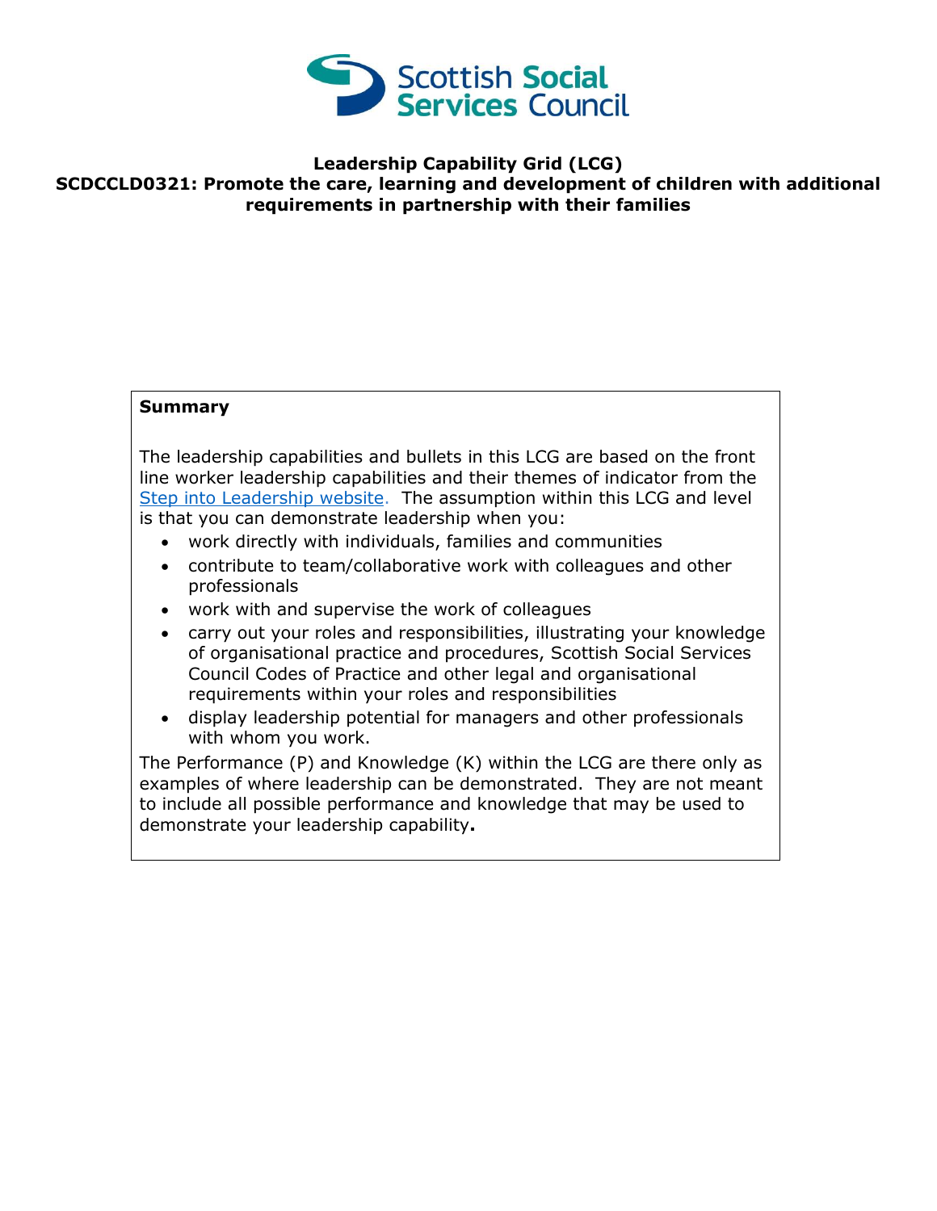**Leadership Capability Grid (LCG)**
**SCDCCLD0321: Promote the care, learning and development of children with additional requirements in partnership with their families**

**Summary**

The leadership capabilities and bullets in this LCG are based on the front line worker leadership capabilities and their themes of indicator from the Step into Leadership website. The assumption within this LCG and level is that you can demonstrate leadership when you:

- work directly with individuals, families and communities
- contribute to team/collaborative work with colleagues and other professionals
- work with and supervise the work of colleagues
- carry out your roles and responsibilities, illustrating your knowledge of organisational practice and procedures, Scottish Social Services Council Codes of Practice and other legal and organisational requirements within your roles and responsibilities
- display leadership potential for managers and other professionals with whom you work.

The Performance (P) and Knowledge (K) within the LCG are there only as examples of where leadership can be demonstrated. They are not meant to include all possible performance and knowledge that may be used to demonstrate your leadership capability**.**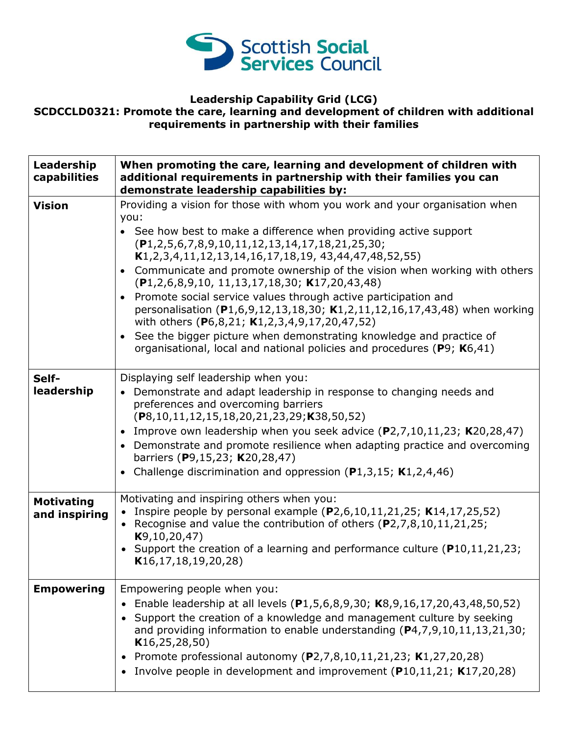**Leadership Capability Grid (LCG)**
**SCDCCLD0321: Promote the care, learning and development of children with additional requirements in partnership with their families**

| **Leadership capabilities** | **When promoting the care, learning and development of children with additional requirements in partnership with their families you can demonstrate leadership capabilities by:** |
|---|---|
| **Vision** | Providing a vision for those with whom you work and your organisation when you:<br>• See how best to make a difference when providing active support (**P**1,2,5,6,7,8,9,10,11,12,13,14,17,18,21,25,30; **K**1,2,3,4,11,12,13,14,16,17,18,19, 43,44,47,48,52,55)<br>• Communicate and promote ownership of the vision when working with others (**P**1,2,6,8,9,10, 11,13,17,18,30; **K**17,20,43,48)<br>• Promote social service values through active participation and personalisation (**P**1,6,9,12,13,18,30; **K**1,2,11,12,16,17,43,48) when working with others (**P**6,8,21; **K**1,2,3,4,9,17,20,47,52)<br>• See the bigger picture when demonstrating knowledge and practice of organisational, local and national policies and procedures (**P**9; **K**6,41) |
| **Self-leadership** | Displaying self leadership when you:<br>• Demonstrate and adapt leadership in response to changing needs and preferences and overcoming barriers (**P**8,10,11,12,15,18,20,21,23,29;**K**38,50,52)<br>• Improve own leadership when you seek advice (**P**2,7,10,11,23; **K**20,28,47)<br>• Demonstrate and promote resilience when adapting practice and overcoming barriers (**P**9,15,23; **K**20,28,47)<br>• Challenge discrimination and oppression (**P**1,3,15; **K**1,2,4,46) |
| **Motivating and inspiring** | Motivating and inspiring others when you:<br>• Inspire people by personal example (**P**2,6,10,11,21,25; **K**14,17,25,52)<br>• Recognise and value the contribution of others (**P**2,7,8,10,11,21,25; **K**9,10,20,47)<br>• Support the creation of a learning and performance culture (**P**10,11,21,23; **K**16,17,18,19,20,28) |
| **Empowering** | Empowering people when you:<br>• Enable leadership at all levels (**P**1,5,6,8,9,30; **K**8,9,16,17,20,43,48,50,52)<br>• Support the creation of a knowledge and management culture by seeking and providing information to enable understanding (**P**4,7,9,10,11,13,21,30; **K**16,25,28,50)<br>• Promote professional autonomy (**P**2,7,8,10,11,21,23; **K**1,27,20,28)<br>• Involve people in development and improvement (**P**10,11,21; **K**17,20,28) |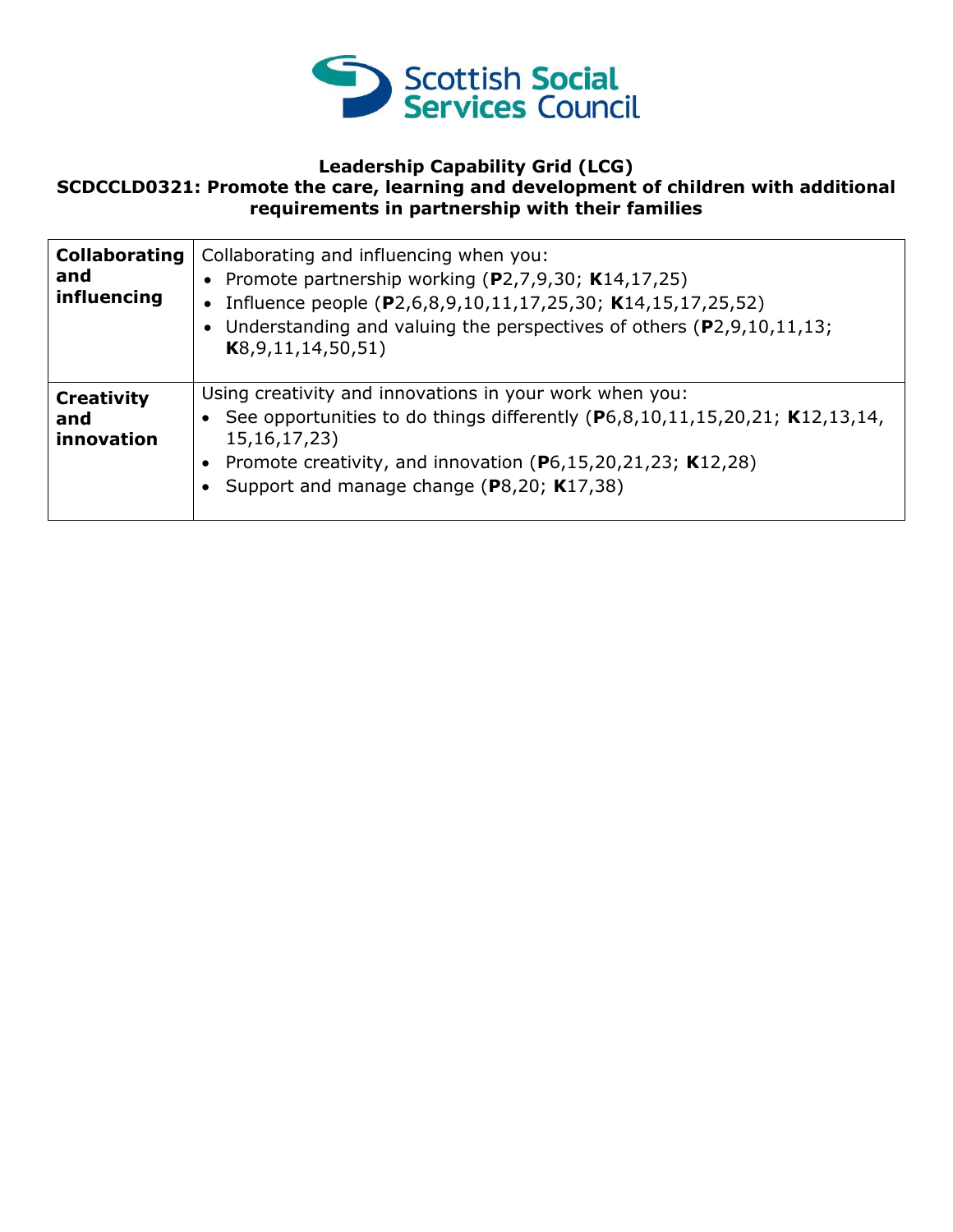**Leadership Capability Grid (LCG)**

**SCDCCLD0321: Promote the care, learning and development of children with additional requirements in partnership with their families**

| | |
|---|---|
| **Collaborating and influencing** | Collaborating and influencing when you:<br>• Promote partnership working (**P**2,7,9,30; **K**14,17,25)<br>• Influence people (**P**2,6,8,9,10,11,17,25,30; **K**14,15,17,25,52)<br>• Understanding and valuing the perspectives of others (**P**2,9,10,11,13; **K**8,9,11,14,50,51) |
| **Creativity and innovation** | Using creativity and innovations in your work when you:<br>• See opportunities to do things differently (**P**6,8,10,11,15,20,21; **K**12,13,14,15,16,17,23)<br>• Promote creativity, and innovation (**P**6,15,20,21,23; **K**12,28)<br>• Support and manage change (**P**8,20; **K**17,38) |